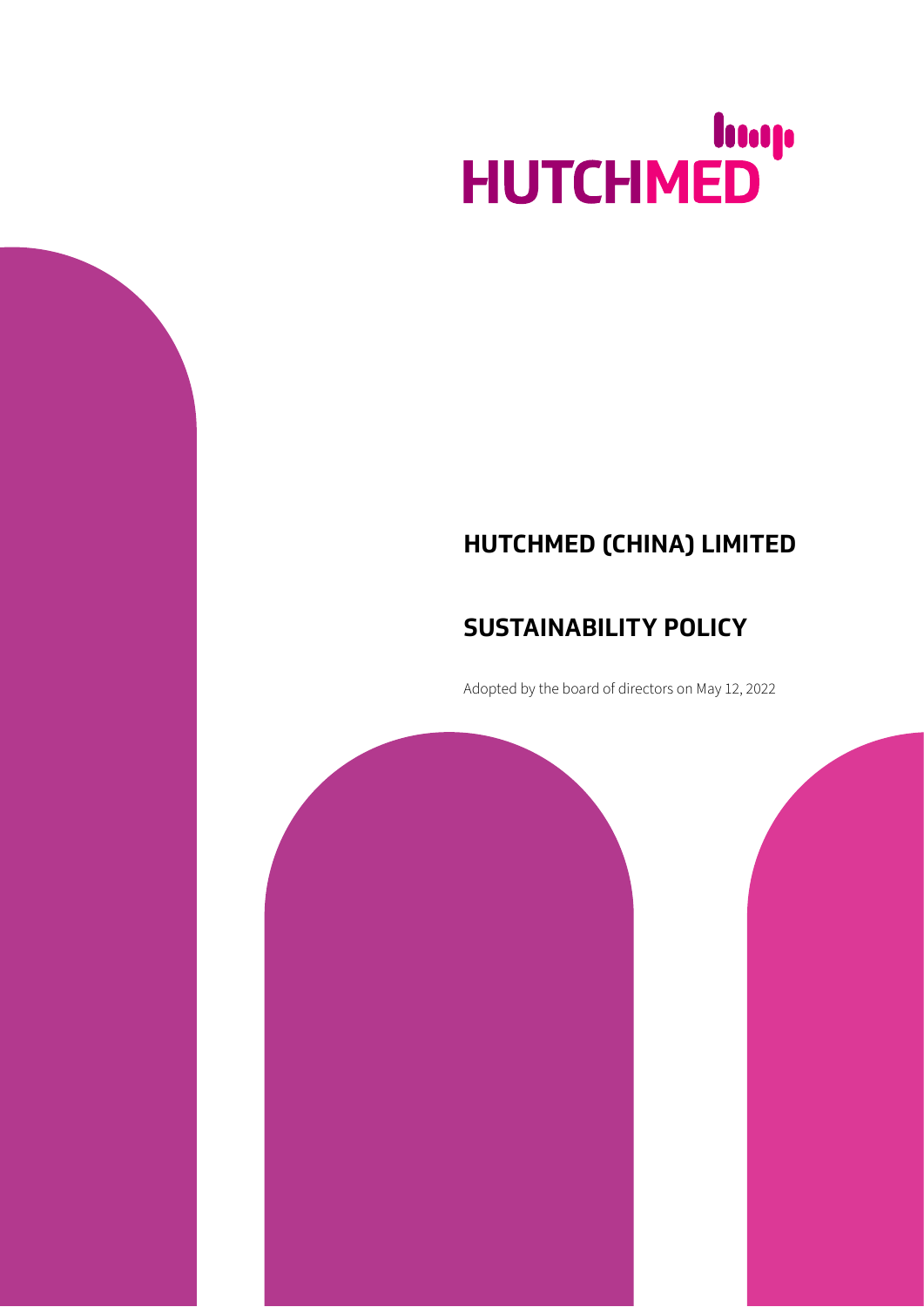HUTCHMED

# HUTCHMED (CHINA) LIMITED

# SUSTAINABILITY POLICY

Adopted by the board of directors on May 12, 2022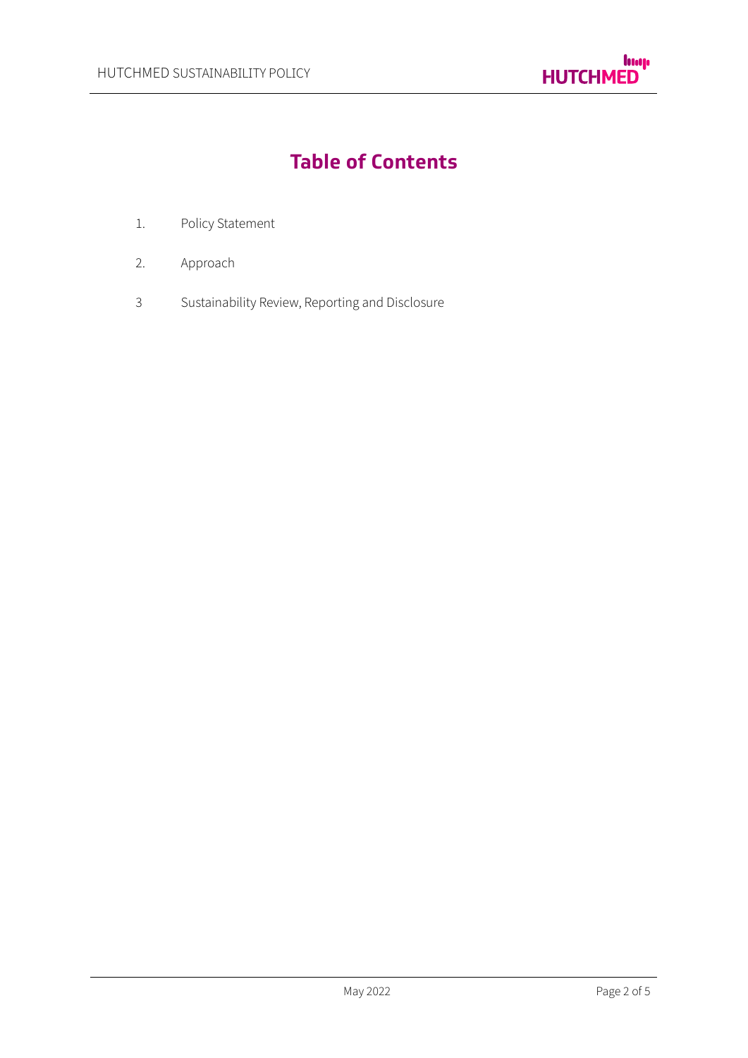# Table of Contents

1. Policy Statement

2. Approach

3 Sustainability Review, Reporting and Disclosure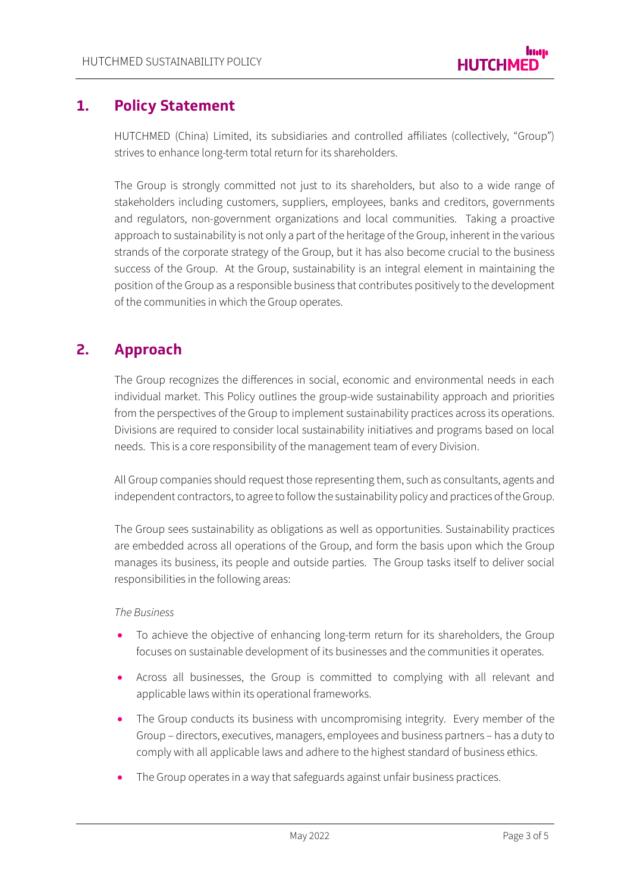## 1. Policy Statement

HUTCHMED (China) Limited, its subsidiaries and controlled affiliates (collectively, "Group") strives to enhance long-term total return for its shareholders.

The Group is strongly committed not just to its shareholders, but also to a wide range of stakeholders including customers, suppliers, employees, banks and creditors, governments and regulators, non-government organizations and local communities. Taking a proactive approach to sustainability is not only a part of the heritage of the Group, inherent in the various strands of the corporate strategy of the Group, but it has also become crucial to the business success of the Group. At the Group, sustainability is an integral element in maintaining the position of the Group as a responsible business that contributes positively to the development of the communities in which the Group operates.

## 2. Approach

The Group recognizes the differences in social, economic and environmental needs in each individual market. This Policy outlines the group-wide sustainability approach and priorities from the perspectives of the Group to implement sustainability practices across its operations. Divisions are required to consider local sustainability initiatives and programs based on local needs. This is a core responsibility of the management team of every Division.

All Group companies should request those representing them, such as consultants, agents and independent contractors, to agree to follow the sustainability policy and practices of the Group.

The Group sees sustainability as obligations as well as opportunities. Sustainability practices are embedded across all operations of the Group, and form the basis upon which the Group manages its business, its people and outside parties. The Group tasks itself to deliver social responsibilities in the following areas:

*The Business*

- To achieve the objective of enhancing long-term return for its shareholders, the Group focuses on sustainable development of its businesses and the communities it operates.
- Across all businesses, the Group is committed to complying with all relevant and applicable laws within its operational frameworks.
- The Group conducts its business with uncompromising integrity. Every member of the Group – directors, executives, managers, employees and business partners – has a duty to comply with all applicable laws and adhere to the highest standard of business ethics.
- The Group operates in a way that safeguards against unfair business practices.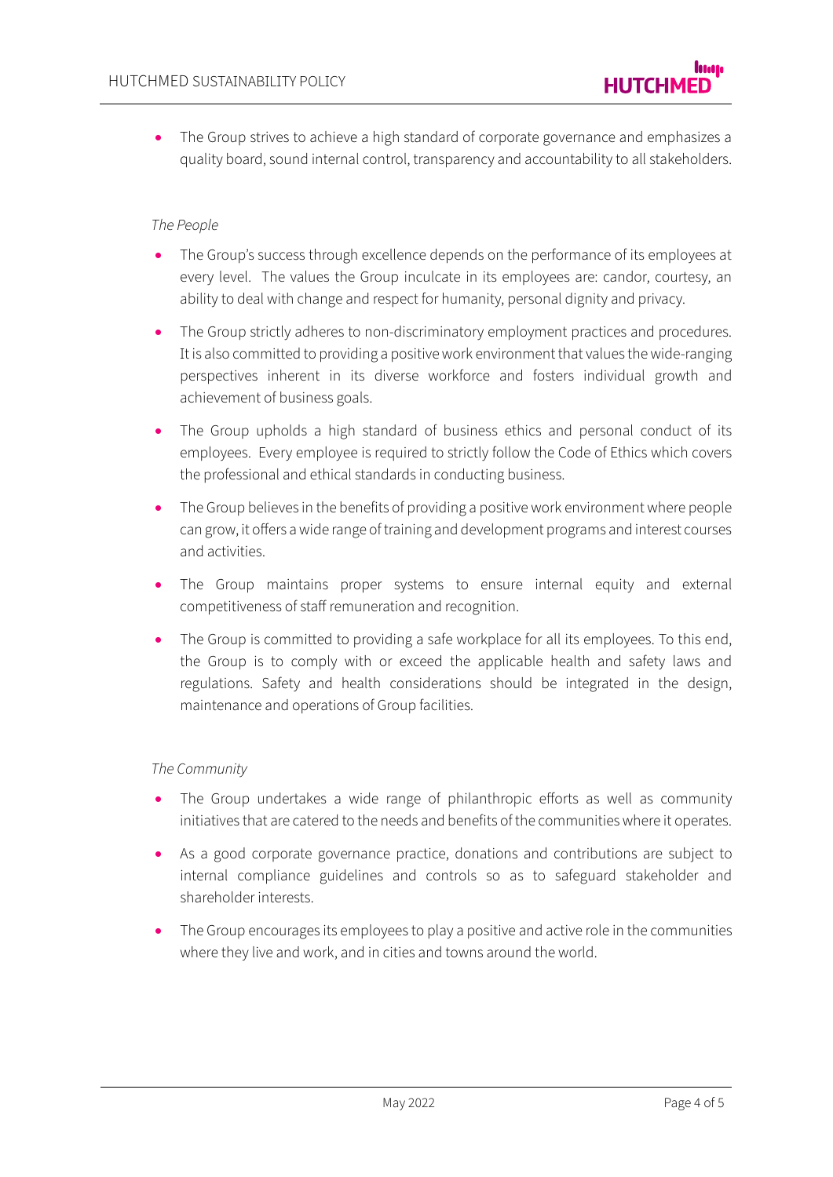- The Group strives to achieve a high standard of corporate governance and emphasizes a quality board, sound internal control, transparency and accountability to all stakeholders.

*The People*

- The Group's success through excellence depends on the performance of its employees at every level. The values the Group inculcate in its employees are: candor, courtesy, an ability to deal with change and respect for humanity, personal dignity and privacy.
- The Group strictly adheres to non-discriminatory employment practices and procedures. It is also committed to providing a positive work environment that values the wide-ranging perspectives inherent in its diverse workforce and fosters individual growth and achievement of business goals.
- The Group upholds a high standard of business ethics and personal conduct of its employees. Every employee is required to strictly follow the Code of Ethics which covers the professional and ethical standards in conducting business.
- The Group believes in the benefits of providing a positive work environment where people can grow, it offers a wide range of training and development programs and interest courses and activities.
- The Group maintains proper systems to ensure internal equity and external competitiveness of staff remuneration and recognition.
- The Group is committed to providing a safe workplace for all its employees. To this end, the Group is to comply with or exceed the applicable health and safety laws and regulations. Safety and health considerations should be integrated in the design, maintenance and operations of Group facilities.

*The Community*

- The Group undertakes a wide range of philanthropic efforts as well as community initiatives that are catered to the needs and benefits of the communities where it operates.
- As a good corporate governance practice, donations and contributions are subject to internal compliance guidelines and controls so as to safeguard stakeholder and shareholder interests.
- The Group encourages its employees to play a positive and active role in the communities where they live and work, and in cities and towns around the world.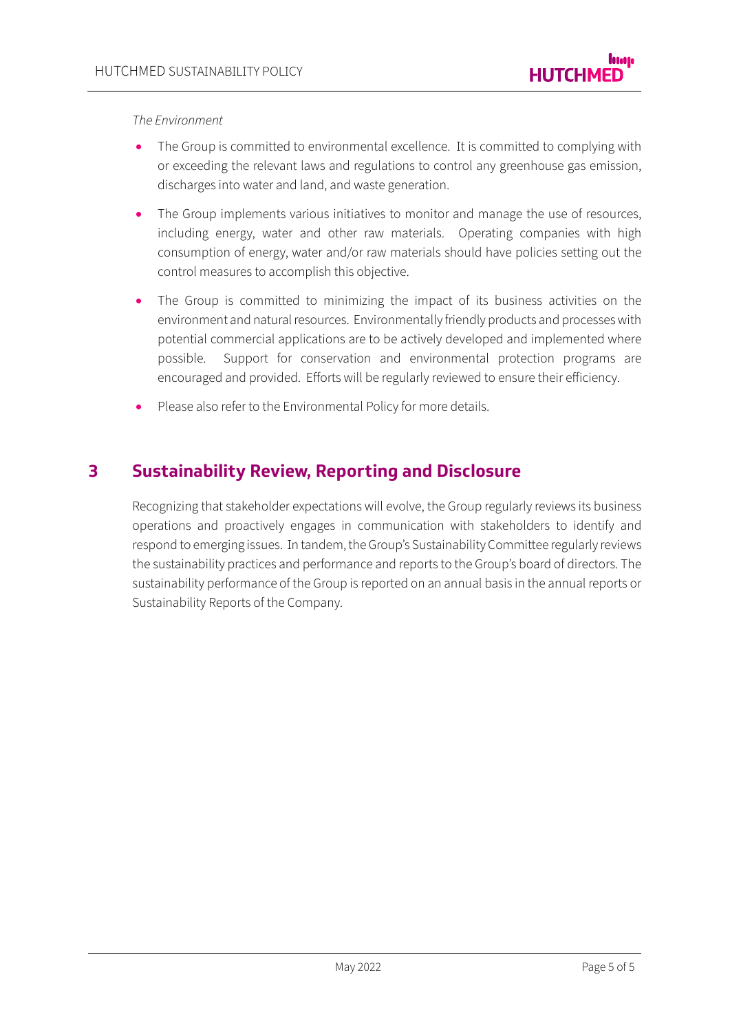*The Environment*

- The Group is committed to environmental excellence. It is committed to complying with or exceeding the relevant laws and regulations to control any greenhouse gas emission, discharges into water and land, and waste generation.
- The Group implements various initiatives to monitor and manage the use of resources, including energy, water and other raw materials. Operating companies with high consumption of energy, water and/or raw materials should have policies setting out the control measures to accomplish this objective.
- The Group is committed to minimizing the impact of its business activities on the environment and natural resources. Environmentally friendly products and processes with potential commercial applications are to be actively developed and implemented where possible. Support for conservation and environmental protection programs are encouraged and provided. Efforts will be regularly reviewed to ensure their efficiency.
- Please also refer to the Environmental Policy for more details.

## 3 Sustainability Review, Reporting and Disclosure

Recognizing that stakeholder expectations will evolve, the Group regularly reviews its business operations and proactively engages in communication with stakeholders to identify and respond to emerging issues. In tandem, the Group's Sustainability Committee regularly reviews the sustainability practices and performance and reports to the Group's board of directors. The sustainability performance of the Group is reported on an annual basis in the annual reports or Sustainability Reports of the Company.